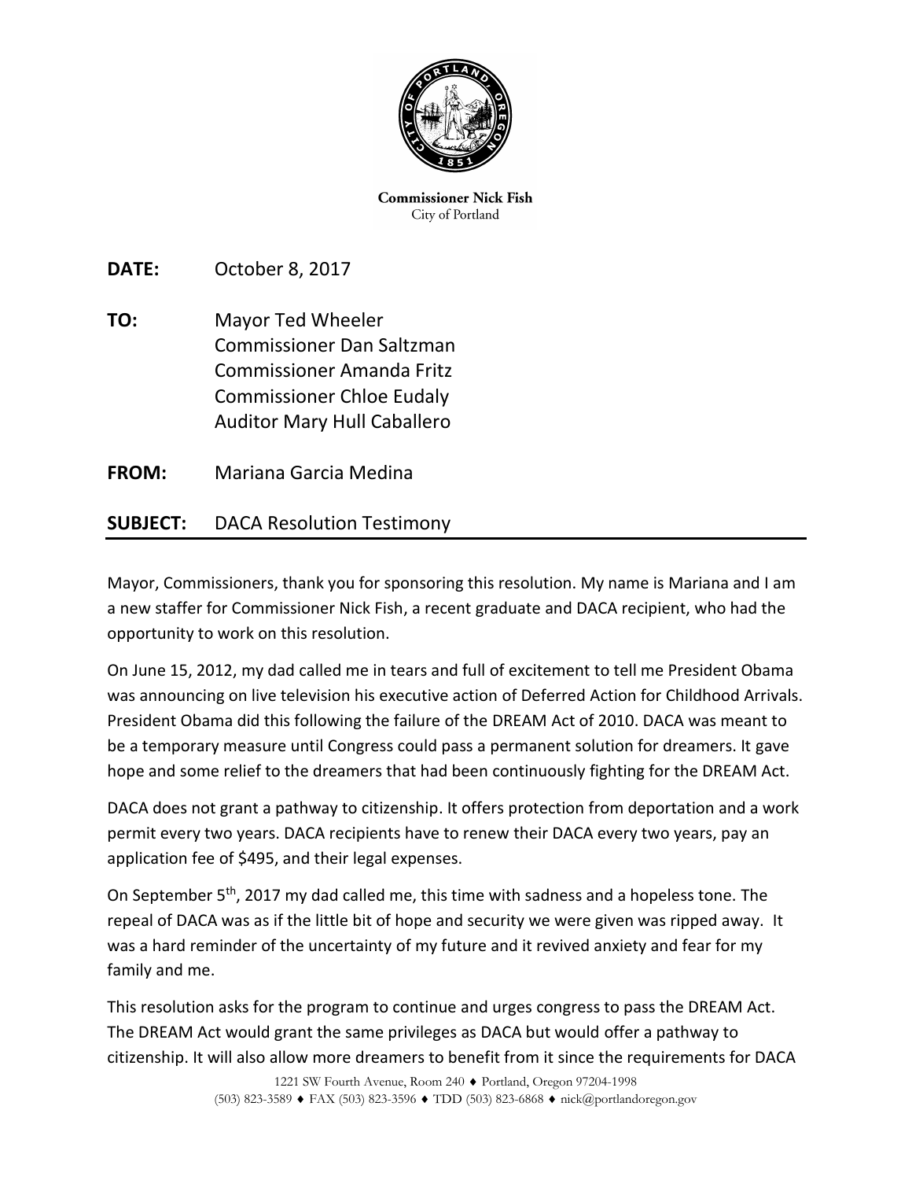**Commissioner Nick Fish**
City of Portland

**DATE:** October 8, 2017

**TO:** Mayor Ted Wheeler
Commissioner Dan Saltzman
Commissioner Amanda Fritz
Commissioner Chloe Eudaly
Auditor Mary Hull Caballero

**FROM:** Mariana Garcia Medina

**SUBJECT:** DACA Resolution Testimony

---

Mayor, Commissioners, thank you for sponsoring this resolution. My name is Mariana and I am a new staffer for Commissioner Nick Fish, a recent graduate and DACA recipient, who had the opportunity to work on this resolution.

On June 15, 2012, my dad called me in tears and full of excitement to tell me President Obama was announcing on live television his executive action of Deferred Action for Childhood Arrivals. President Obama did this following the failure of the DREAM Act of 2010. DACA was meant to be a temporary measure until Congress could pass a permanent solution for dreamers. It gave hope and some relief to the dreamers that had been continuously fighting for the DREAM Act.

DACA does not grant a pathway to citizenship. It offers protection from deportation and a work permit every two years. DACA recipients have to renew their DACA every two years, pay an application fee of $495, and their legal expenses.

On September 5th, 2017 my dad called me, this time with sadness and a hopeless tone. The repeal of DACA was as if the little bit of hope and security we were given was ripped away. It was a hard reminder of the uncertainty of my future and it revived anxiety and fear for my family and me.

This resolution asks for the program to continue and urges congress to pass the DREAM Act. The DREAM Act would grant the same privileges as DACA but would offer a pathway to citizenship. It will also allow more dreamers to benefit from it since the requirements for DACA

1221 SW Fourth Avenue, Room 240 ♦ Portland, Oregon 97204-1998
(503) 823-3589 ♦ FAX (503) 823-3596 ♦ TDD (503) 823-6868 ♦ nick@portlandoregon.gov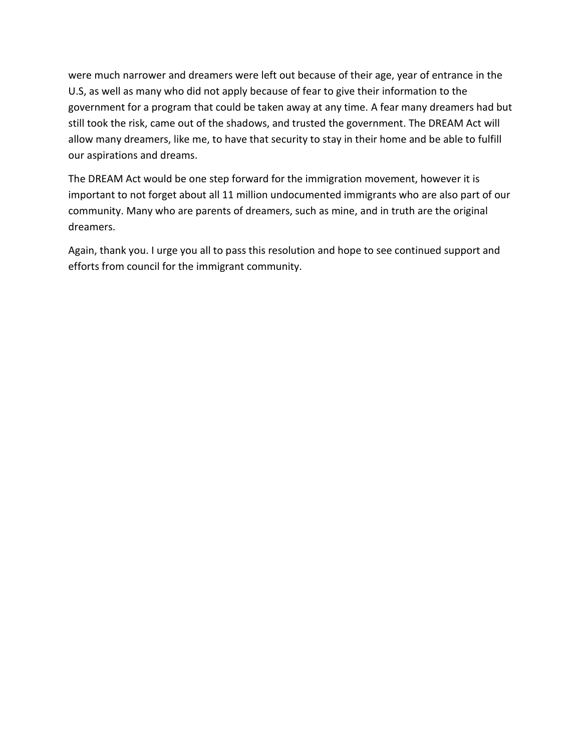were much narrower and dreamers were left out because of their age, year of entrance in the U.S, as well as many who did not apply because of fear to give their information to the government for a program that could be taken away at any time. A fear many dreamers had but still took the risk, came out of the shadows, and trusted the government. The DREAM Act will allow many dreamers, like me, to have that security to stay in their home and be able to fulfill our aspirations and dreams.

The DREAM Act would be one step forward for the immigration movement, however it is important to not forget about all 11 million undocumented immigrants who are also part of our community. Many who are parents of dreamers, such as mine, and in truth are the original dreamers.

Again, thank you. I urge you all to pass this resolution and hope to see continued support and efforts from council for the immigrant community.